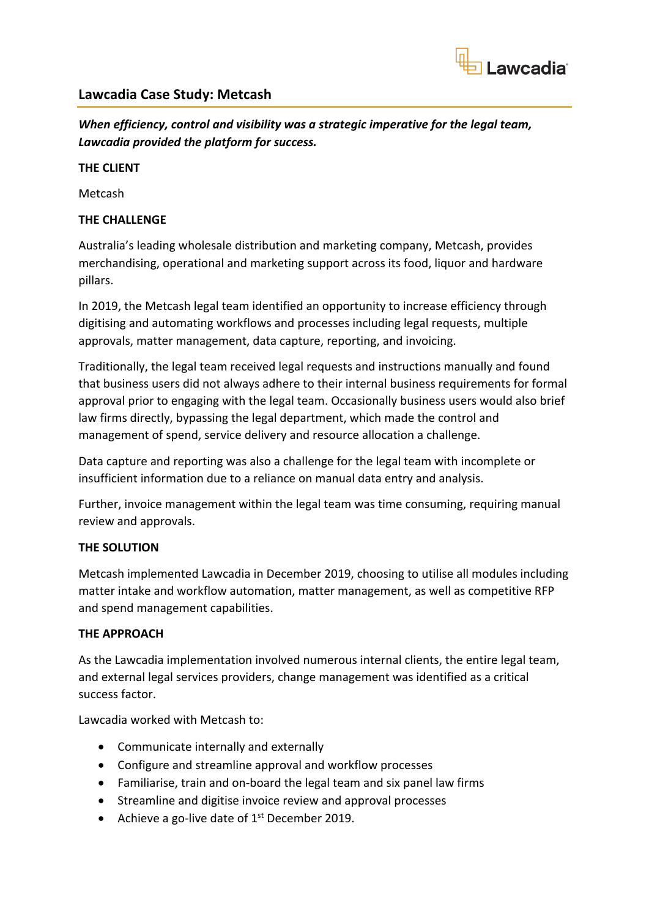## Lawcadia Case Study: Metcash

***When efficiency, control and visibility was a strategic imperative for the legal team, Lawcadia provided the platform for success.***

**THE CLIENT**

Metcash

**THE CHALLENGE**

Australia's leading wholesale distribution and marketing company, Metcash, provides merchandising, operational and marketing support across its food, liquor and hardware pillars.

In 2019, the Metcash legal team identified an opportunity to increase efficiency through digitising and automating workflows and processes including legal requests, multiple approvals, matter management, data capture, reporting, and invoicing.

Traditionally, the legal team received legal requests and instructions manually and found that business users did not always adhere to their internal business requirements for formal approval prior to engaging with the legal team. Occasionally business users would also brief law firms directly, bypassing the legal department, which made the control and management of spend, service delivery and resource allocation a challenge.

Data capture and reporting was also a challenge for the legal team with incomplete or insufficient information due to a reliance on manual data entry and analysis.

Further, invoice management within the legal team was time consuming, requiring manual review and approvals.

**THE SOLUTION**

Metcash implemented Lawcadia in December 2019, choosing to utilise all modules including matter intake and workflow automation, matter management, as well as competitive RFP and spend management capabilities.

**THE APPROACH**

As the Lawcadia implementation involved numerous internal clients, the entire legal team, and external legal services providers, change management was identified as a critical success factor.

Lawcadia worked with Metcash to:

- Communicate internally and externally
- Configure and streamline approval and workflow processes
- Familiarise, train and on-board the legal team and six panel law firms
- Streamline and digitise invoice review and approval processes
- Achieve a go-live date of 1st December 2019.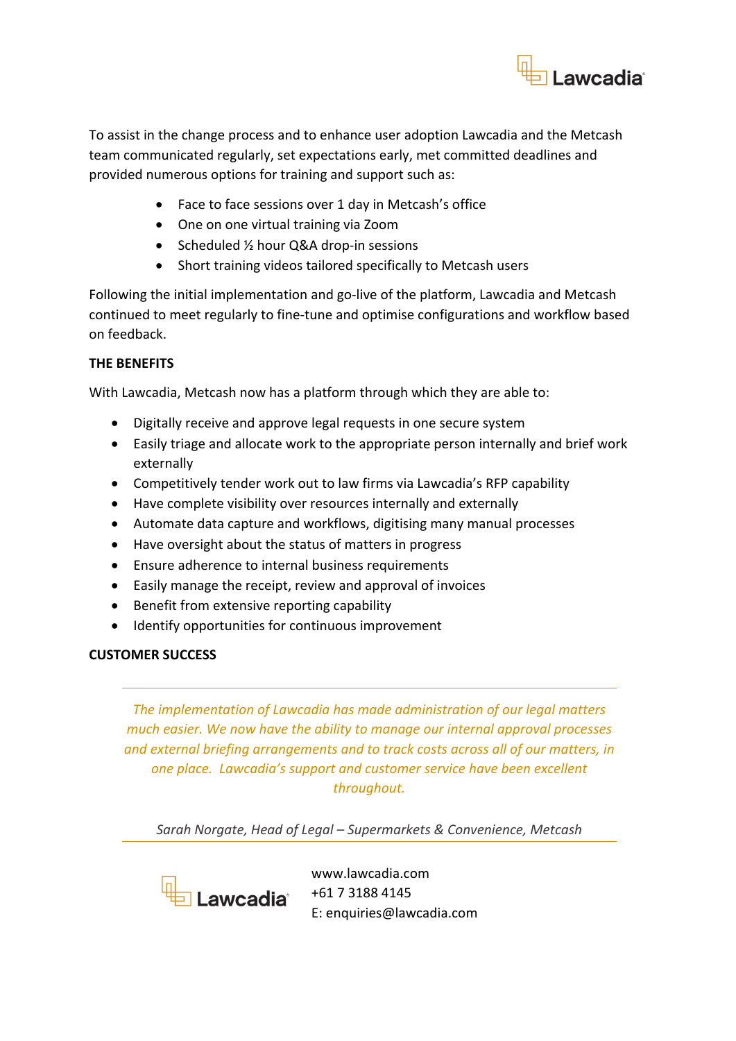To assist in the change process and to enhance user adoption Lawcadia and the Metcash team communicated regularly, set expectations early, met committed deadlines and provided numerous options for training and support such as:

- Face to face sessions over 1 day in Metcash's office
- One on one virtual training via Zoom
- Scheduled ½ hour Q&A drop-in sessions
- Short training videos tailored specifically to Metcash users

Following the initial implementation and go-live of the platform, Lawcadia and Metcash continued to meet regularly to fine-tune and optimise configurations and workflow based on feedback.

**THE BENEFITS**

With Lawcadia, Metcash now has a platform through which they are able to:

- Digitally receive and approve legal requests in one secure system
- Easily triage and allocate work to the appropriate person internally and brief work externally
- Competitively tender work out to law firms via Lawcadia's RFP capability
- Have complete visibility over resources internally and externally
- Automate data capture and workflows, digitising many manual processes
- Have oversight about the status of matters in progress
- Ensure adherence to internal business requirements
- Easily manage the receipt, review and approval of invoices
- Benefit from extensive reporting capability
- Identify opportunities for continuous improvement

**CUSTOMER SUCCESS**

---

*The implementation of Lawcadia has made administration of our legal matters much easier. We now have the ability to manage our internal approval processes and external briefing arrangements and to track costs across all of our matters, in one place. Lawcadia's support and customer service have been excellent throughout.*

*Sarah Norgate, Head of Legal – Supermarkets & Convenience, Metcash*

---

Lawcadia

www.lawcadia.com
+61 7 3188 4145
E: enquiries@lawcadia.com